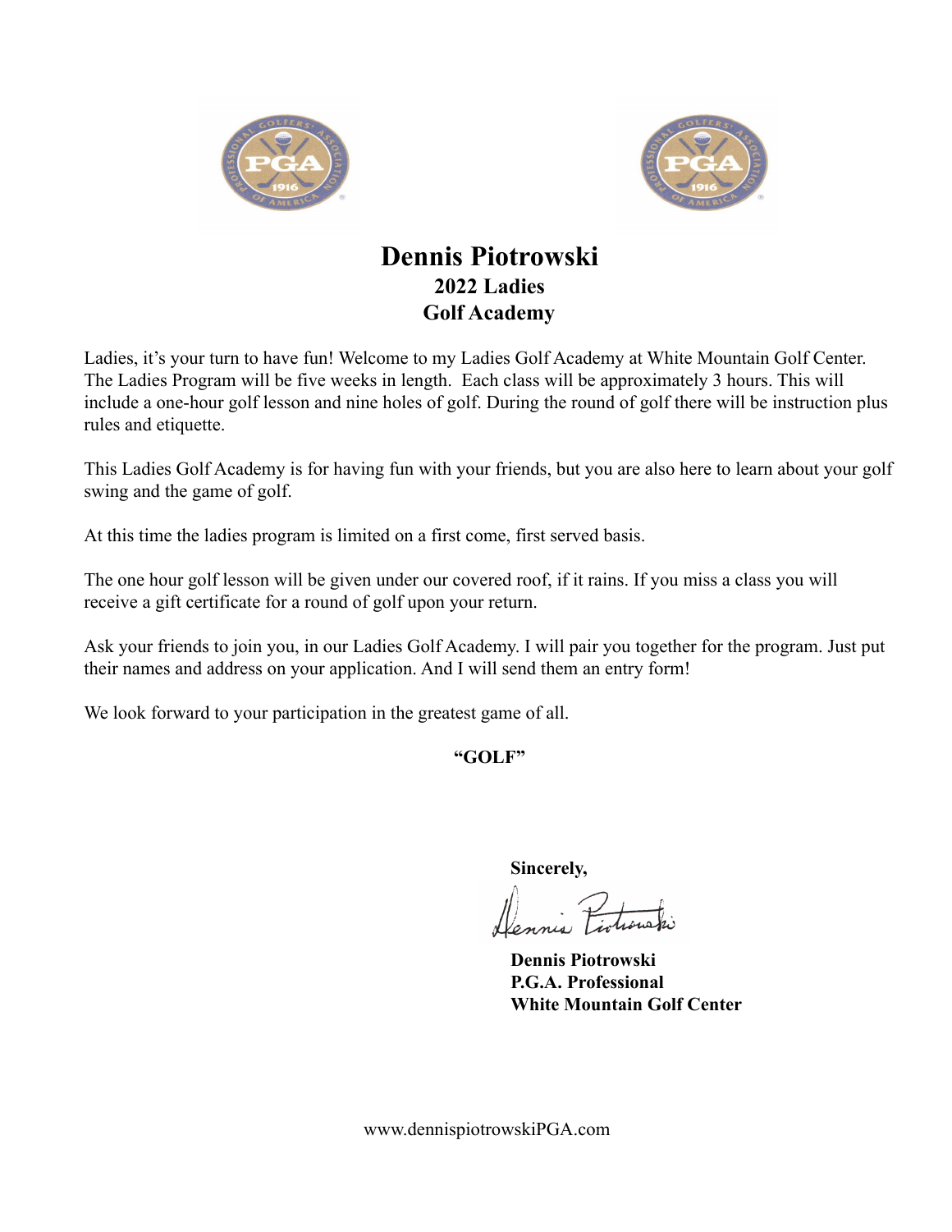# Dennis Piotrowski

## 2022 Ladies
## Golf Academy

Ladies, it's your turn to have fun! Welcome to my Ladies Golf Academy at White Mountain Golf Center. The Ladies Program will be five weeks in length. Each class will be approximately 3 hours. This will include a one-hour golf lesson and nine holes of golf. During the round of golf there will be instruction plus rules and etiquette.

This Ladies Golf Academy is for having fun with your friends, but you are also here to learn about your golf swing and the game of golf.

At this time the ladies program is limited on a first come, first served basis.

The one hour golf lesson will be given under our covered roof, if it rains. If you miss a class you will receive a gift certificate for a round of golf upon your return.

Ask your friends to join you, in our Ladies Golf Academy. I will pair you together for the program. Just put their names and address on your application. And I will send them an entry form!

We look forward to your participation in the greatest game of all.

**"GOLF"**

**Sincerely,**

Dennis Piotrowski

**Dennis Piotrowski**
**P.G.A. Professional**
**White Mountain Golf Center**

www.dennispiotrowskiPGA.com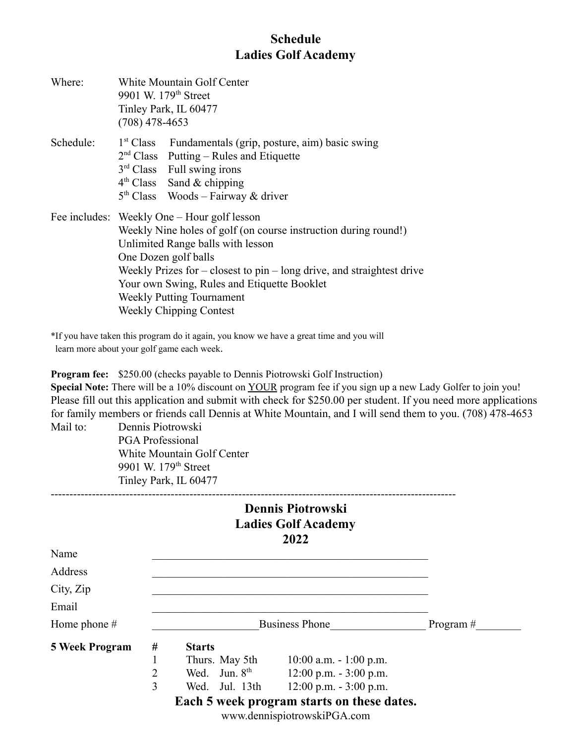# Schedule
# Ladies Golf Academy

Where: White Mountain Golf Center
9901 W. 179th Street
Tinley Park, IL 60477
(708) 478-4653

Schedule:
- 1st Class Fundamentals (grip, posture, aim) basic swing
- 2nd Class Putting – Rules and Etiquette
- 3rd Class Full swing irons
- 4th Class Sand & chipping
- 5th Class Woods – Fairway & driver

Fee includes:
- Weekly One – Hour golf lesson
- Weekly Nine holes of golf (on course instruction during round!)
- Unlimited Range balls with lesson
- One Dozen golf balls
- Weekly Prizes for – closest to pin – long drive, and straightest drive
- Your own Swing, Rules and Etiquette Booklet
- Weekly Putting Tournament
- Weekly Chipping Contest

*If you have taken this program do it again, you know we have a great time and you will learn more about your golf game each week.

**Program fee:** $250.00 (checks payable to Dennis Piotrowski Golf Instruction)

**Special Note:** There will be a 10% discount on YOUR program fee if you sign up a new Lady Golfer to join you! Please fill out this application and submit with check for $250.00 per student. If you need more applications for family members or friends call Dennis at White Mountain, and I will send them to you. (708) 478-4653

Mail to: Dennis Piotrowski
PGA Professional
White Mountain Golf Center
9901 W. 179th Street
Tinley Park, IL 60477

---

## Dennis Piotrowski
## Ladies Golf Academy
## 2022

Name ____________________________________________________

Address ____________________________________________________

City, Zip ____________________________________________________

Email ____________________________________________________

Home phone # __________________ Business Phone _________________ Program # ________

| **5 Week Program** | **#** | **Starts** | |
|---|---|---|---|
| | 1 | Thurs. May 5th | 10:00 a.m. - 1:00 p.m. |
| | 2 | Wed. Jun. 8th | 12:00 p.m. - 3:00 p.m. |
| | 3 | Wed. Jul. 13th | 12:00 p.m. - 3:00 p.m. |

**Each 5 week program starts on these dates.**

www.dennispiotrowskiPGA.com